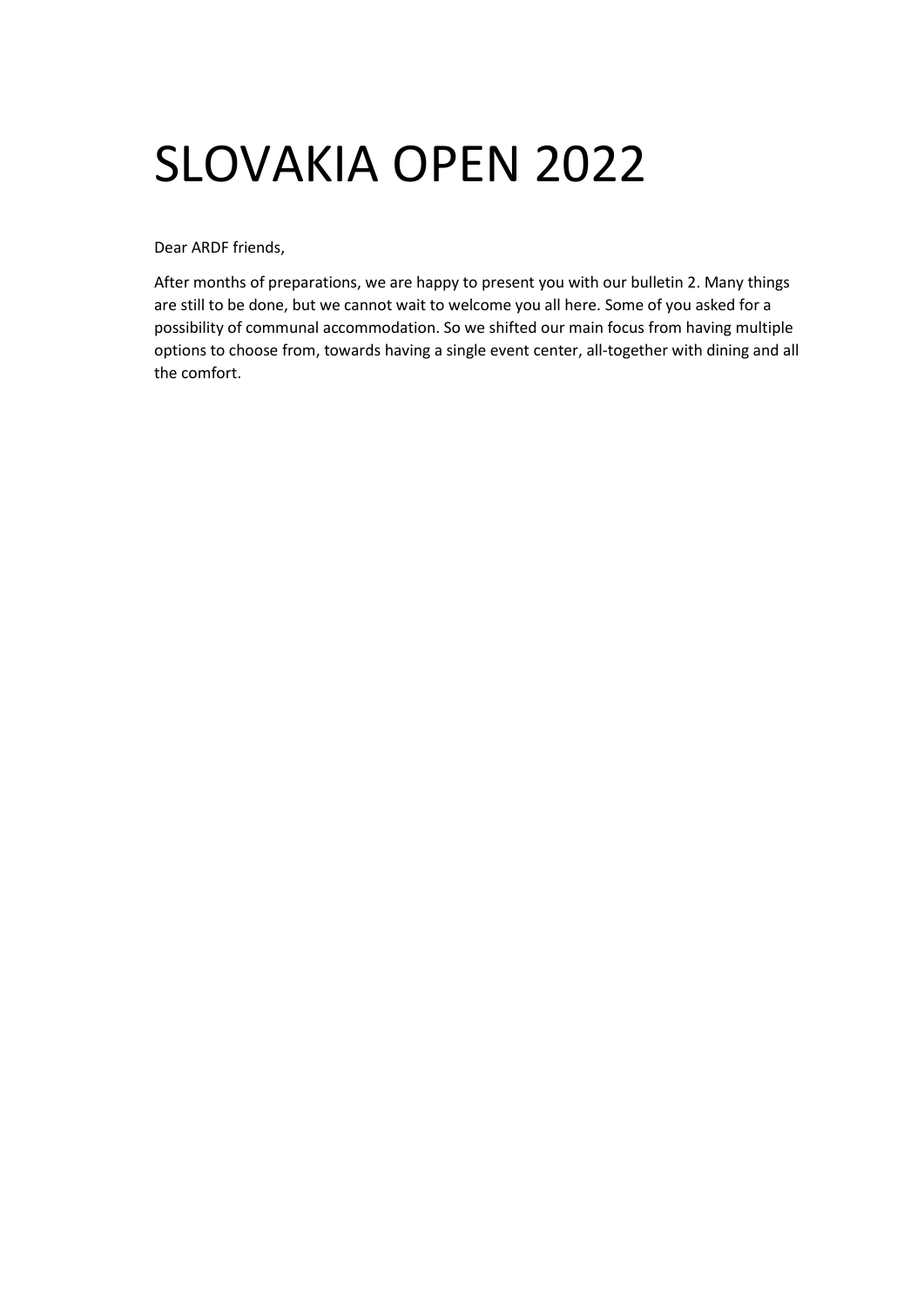# SLOVAKIA OPEN 2022

Dear ARDF friends,

After months of preparations, we are happy to present you with our bulletin 2. Many things are still to be done, but we cannot wait to welcome you all here. Some of you asked for a possibility of communal accommodation. So we shifted our main focus from having multiple options to choose from, towards having a single event center, all-together with dining and all the comfort.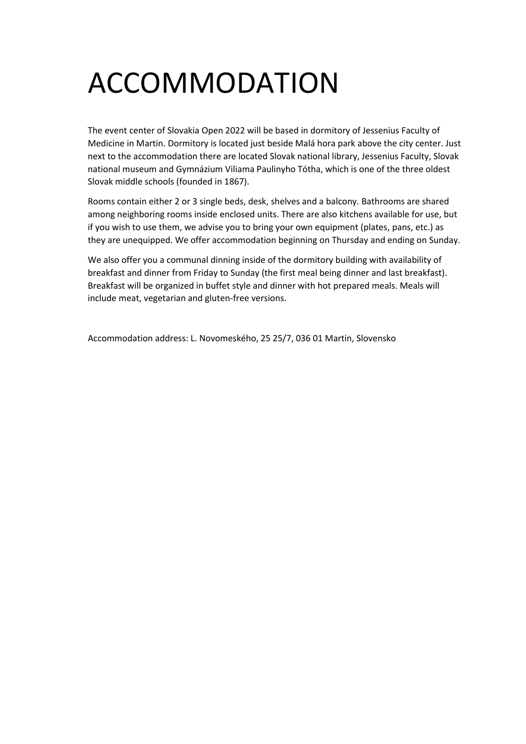# ACCOMMODATION

The event center of Slovakia Open 2022 will be based in dormitory of Jessenius Faculty of Medicine in Martin. Dormitory is located just beside Malá hora park above the city center. Just next to the accommodation there are located Slovak national library, Jessenius Faculty, Slovak national museum and Gymnázium Viliama Paulinyho Tótha, which is one of the three oldest Slovak middle schools (founded in 1867).

Rooms contain either 2 or 3 single beds, desk, shelves and a balcony. Bathrooms are shared among neighboring rooms inside enclosed units. There are also kitchens available for use, but if you wish to use them, we advise you to bring your own equipment (plates, pans, etc.) as they are unequipped. We offer accommodation beginning on Thursday and ending on Sunday.

We also offer you a communal dinning inside of the dormitory building with availability of breakfast and dinner from Friday to Sunday (the first meal being dinner and last breakfast). Breakfast will be organized in buffet style and dinner with hot prepared meals. Meals will include meat, vegetarian and gluten-free versions.

Accommodation address: L. Novomeského, 25 25/7, 036 01 Martin, Slovensko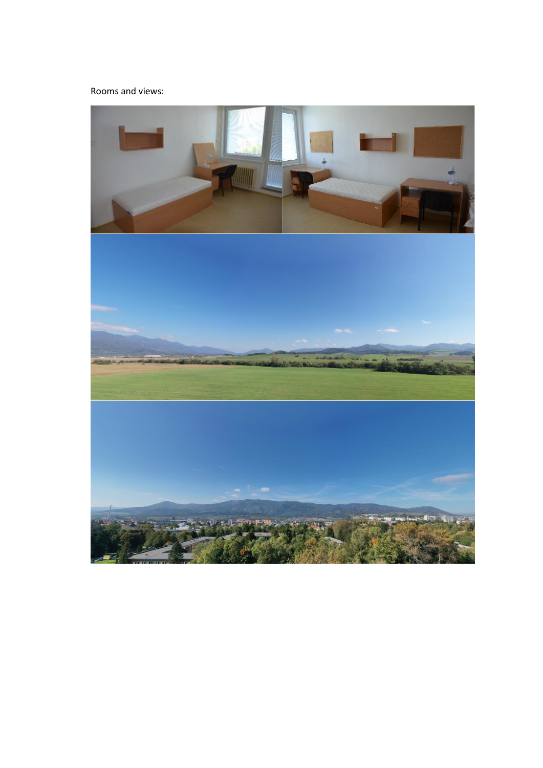Rooms and views: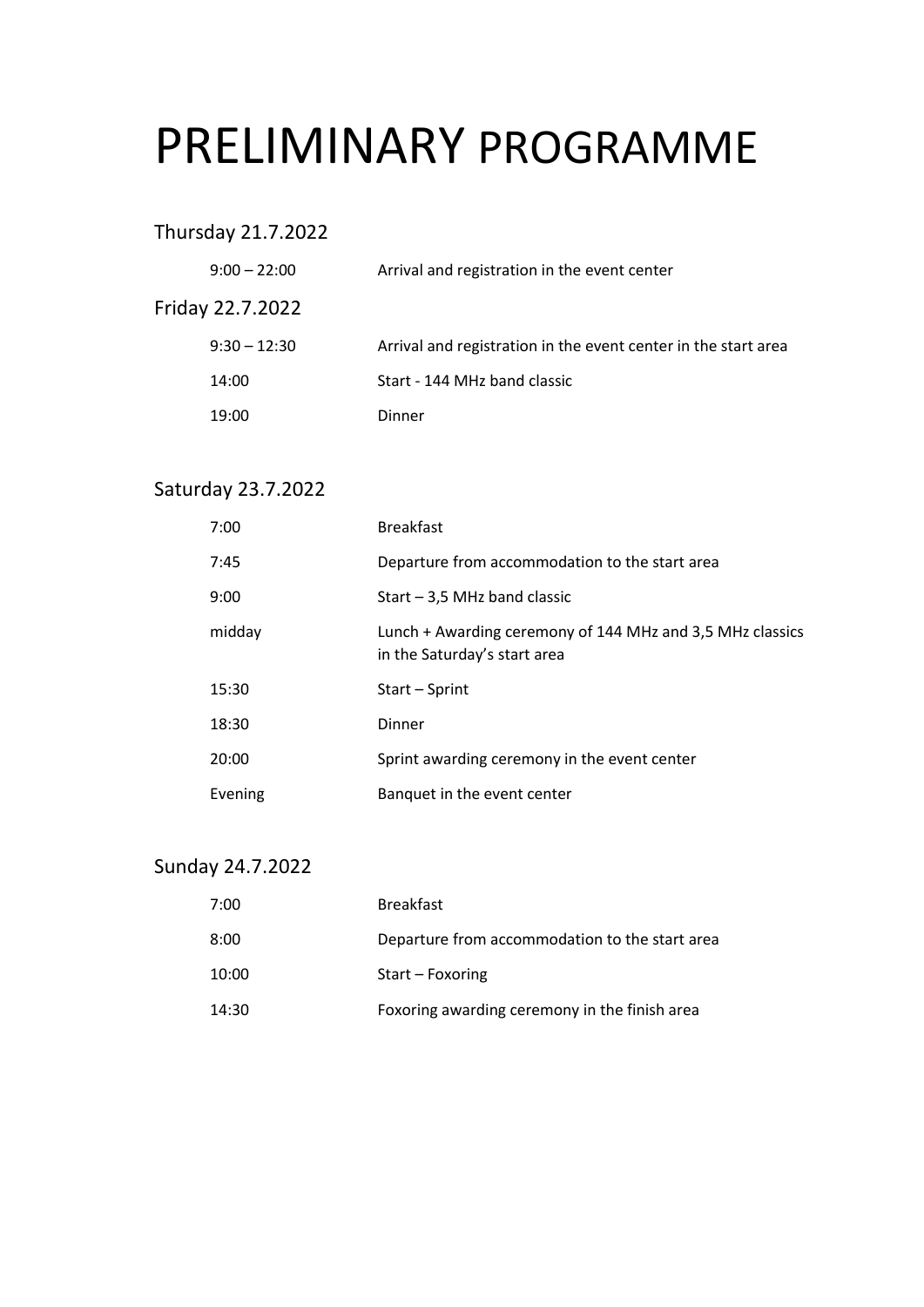# PRELIMINARY PROGRAMME

## Thursday 21.7.2022

| | |
|---|---|
| 9:00 – 22:00 | Arrival and registration in the event center |

## Friday 22.7.2022

| | |
|---|---|
| 9:30 – 12:30 | Arrival and registration in the event center in the start area |
| 14:00 | Start - 144 MHz band classic |
| 19:00 | Dinner |

## Saturday 23.7.2022

| | |
|---|---|
| 7:00 | Breakfast |
| 7:45 | Departure from accommodation to the start area |
| 9:00 | Start – 3,5 MHz band classic |
| midday | Lunch + Awarding ceremony of 144 MHz and 3,5 MHz classics in the Saturday's start area |
| 15:30 | Start – Sprint |
| 18:30 | Dinner |
| 20:00 | Sprint awarding ceremony in the event center |
| Evening | Banquet in the event center |

## Sunday 24.7.2022

| | |
|---|---|
| 7:00 | Breakfast |
| 8:00 | Departure from accommodation to the start area |
| 10:00 | Start – Foxoring |
| 14:30 | Foxoring awarding ceremony in the finish area |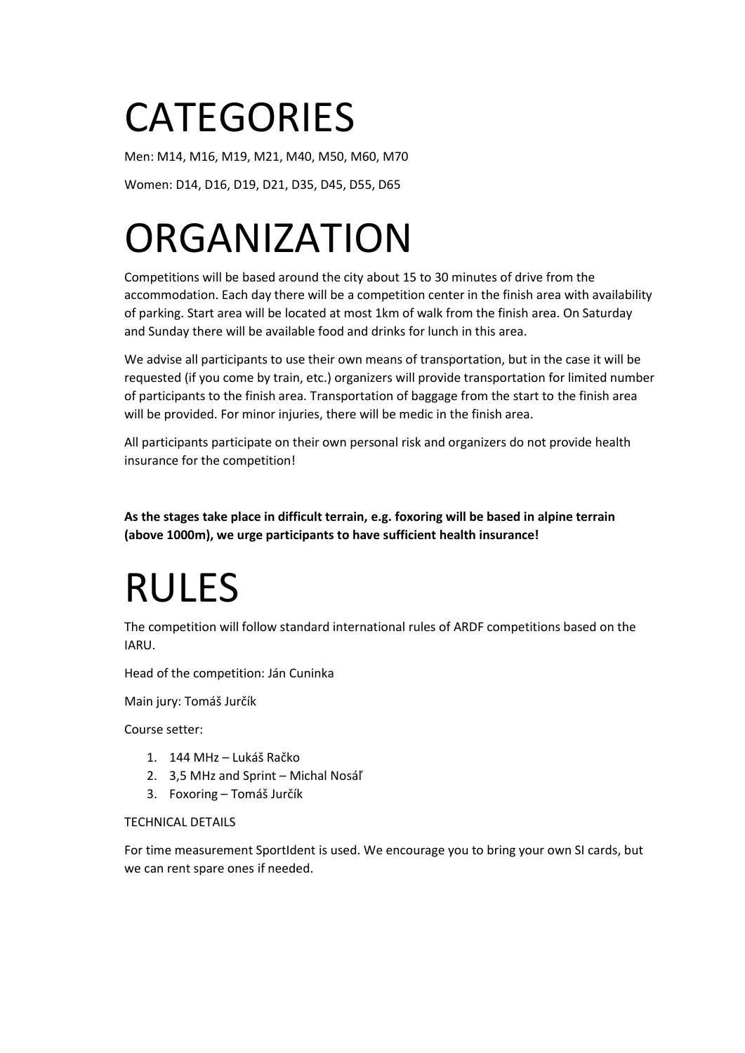# CATEGORIES

Men: M14, M16, M19, M21, M40, M50, M60, M70

Women: D14, D16, D19, D21, D35, D45, D55, D65

# ORGANIZATION

Competitions will be based around the city about 15 to 30 minutes of drive from the accommodation. Each day there will be a competition center in the finish area with availability of parking. Start area will be located at most 1km of walk from the finish area. On Saturday and Sunday there will be available food and drinks for lunch in this area.

We advise all participants to use their own means of transportation, but in the case it will be requested (if you come by train, etc.) organizers will provide transportation for limited number of participants to the finish area. Transportation of baggage from the start to the finish area will be provided. For minor injuries, there will be medic in the finish area.

All participants participate on their own personal risk and organizers do not provide health insurance for the competition!

**As the stages take place in difficult terrain, e.g. foxoring will be based in alpine terrain (above 1000m), we urge participants to have sufficient health insurance!**

# RULES

The competition will follow standard international rules of ARDF competitions based on the IARU.

Head of the competition: Ján Cuninka

Main jury: Tomáš Jurčík

Course setter:

1. 144 MHz – Lukáš Račko
2. 3,5 MHz and Sprint – Michal Nosáľ
3. Foxoring – Tomáš Jurčík

TECHNICAL DETAILS

For time measurement SportIdent is used. We encourage you to bring your own SI cards, but we can rent spare ones if needed.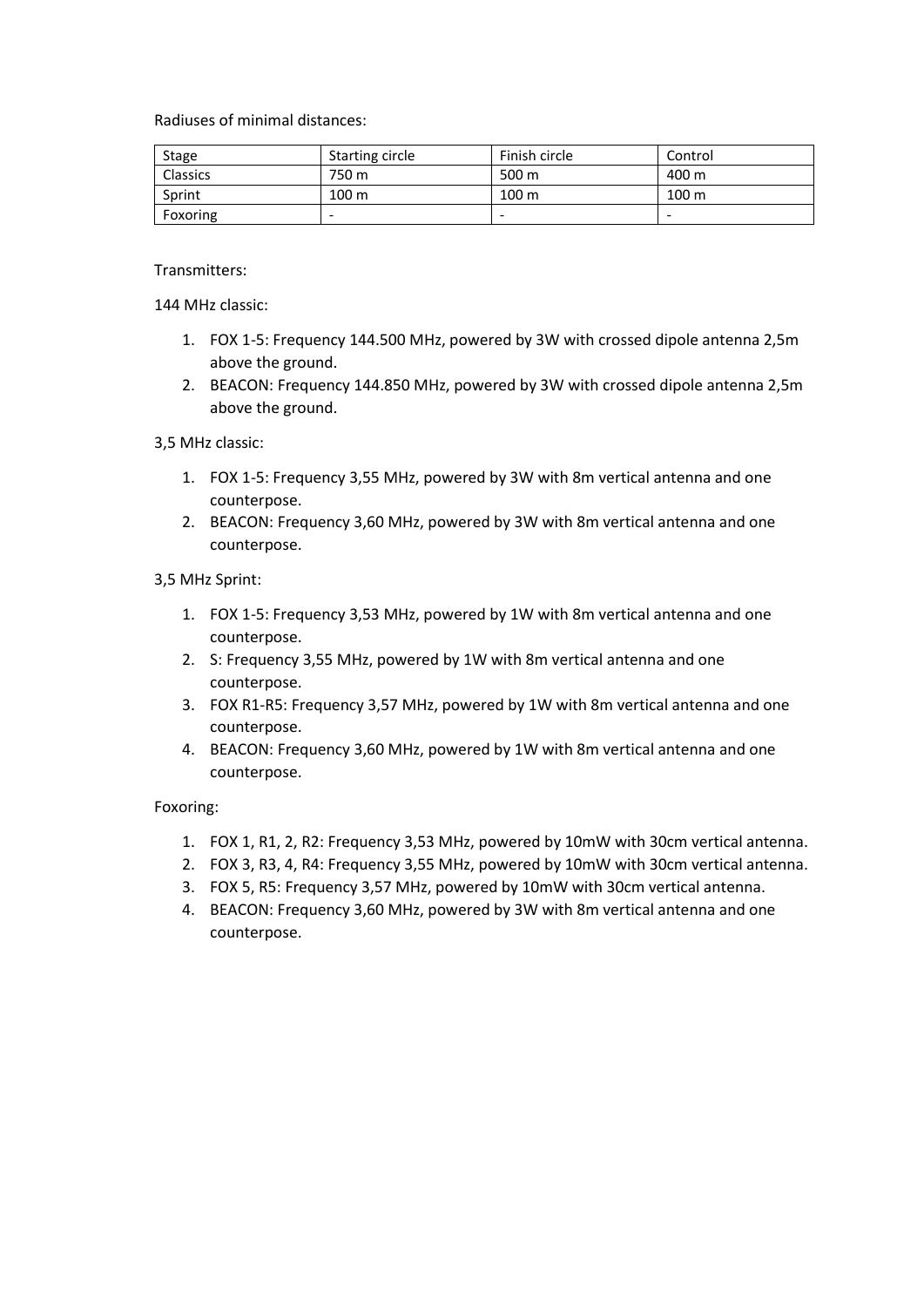Radiuses of minimal distances:

| Stage | Starting circle | Finish circle | Control |
|---|---|---|---|
| Classics | 750 m | 500 m | 400 m |
| Sprint | 100 m | 100 m | 100 m |
| Foxoring | - | - | - |

Transmitters:

144 MHz classic:

1. FOX 1-5: Frequency 144.500 MHz, powered by 3W with crossed dipole antenna 2,5m above the ground.
2. BEACON: Frequency 144.850 MHz, powered by 3W with crossed dipole antenna 2,5m above the ground.

3,5 MHz classic:

1. FOX 1-5: Frequency 3,55 MHz, powered by 3W with 8m vertical antenna and one counterpose.
2. BEACON: Frequency 3,60 MHz, powered by 3W with 8m vertical antenna and one counterpose.

3,5 MHz Sprint:

1. FOX 1-5: Frequency 3,53 MHz, powered by 1W with 8m vertical antenna and one counterpose.
2. S: Frequency 3,55 MHz, powered by 1W with 8m vertical antenna and one counterpose.
3. FOX R1-R5: Frequency 3,57 MHz, powered by 1W with 8m vertical antenna and one counterpose.
4. BEACON: Frequency 3,60 MHz, powered by 1W with 8m vertical antenna and one counterpose.

Foxoring:

1. FOX 1, R1, 2, R2: Frequency 3,53 MHz, powered by 10mW with 30cm vertical antenna.
2. FOX 3, R3, 4, R4: Frequency 3,55 MHz, powered by 10mW with 30cm vertical antenna.
3. FOX 5, R5: Frequency 3,57 MHz, powered by 10mW with 30cm vertical antenna.
4. BEACON: Frequency 3,60 MHz, powered by 3W with 8m vertical antenna and one counterpose.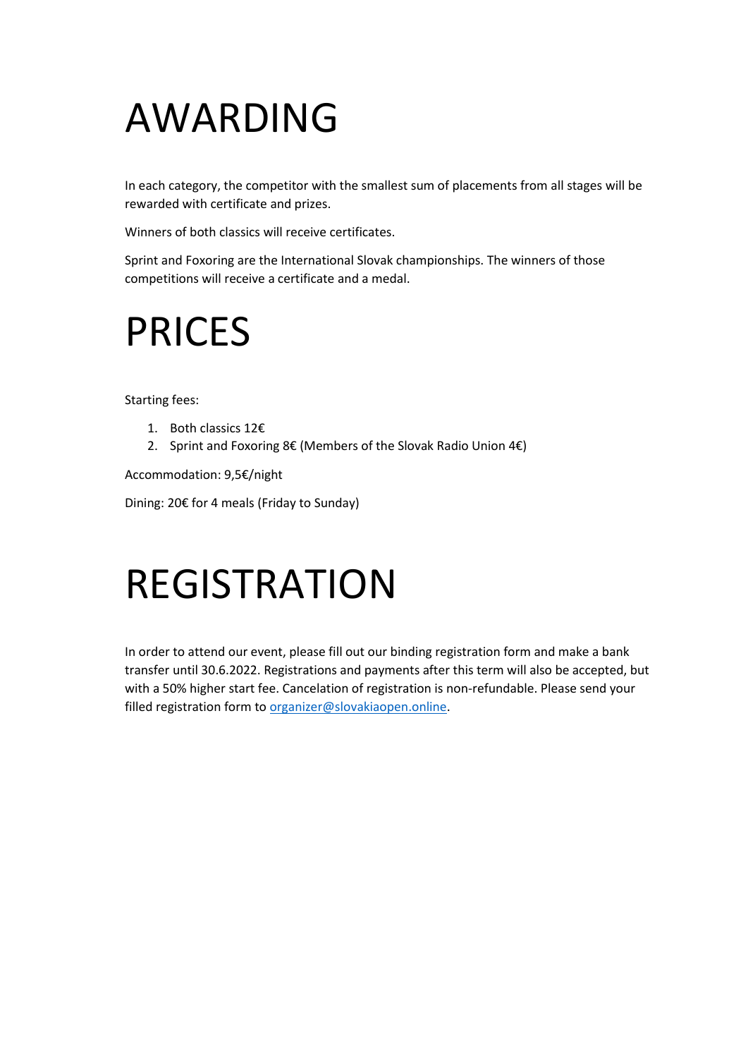# AWARDING

In each category, the competitor with the smallest sum of placements from all stages will be rewarded with certificate and prizes.

Winners of both classics will receive certificates.

Sprint and Foxoring are the International Slovak championships. The winners of those competitions will receive a certificate and a medal.

# PRICES

Starting fees:

1. Both classics 12€
2. Sprint and Foxoring 8€ (Members of the Slovak Radio Union 4€)

Accommodation: 9,5€/night

Dining: 20€ for 4 meals (Friday to Sunday)

# REGISTRATION

In order to attend our event, please fill out our binding registration form and make a bank transfer until 30.6.2022. Registrations and payments after this term will also be accepted, but with a 50% higher start fee. Cancelation of registration is non-refundable. Please send your filled registration form to [organizer@slovakiaopen.online](mailto:organizer@slovakiaopen.online).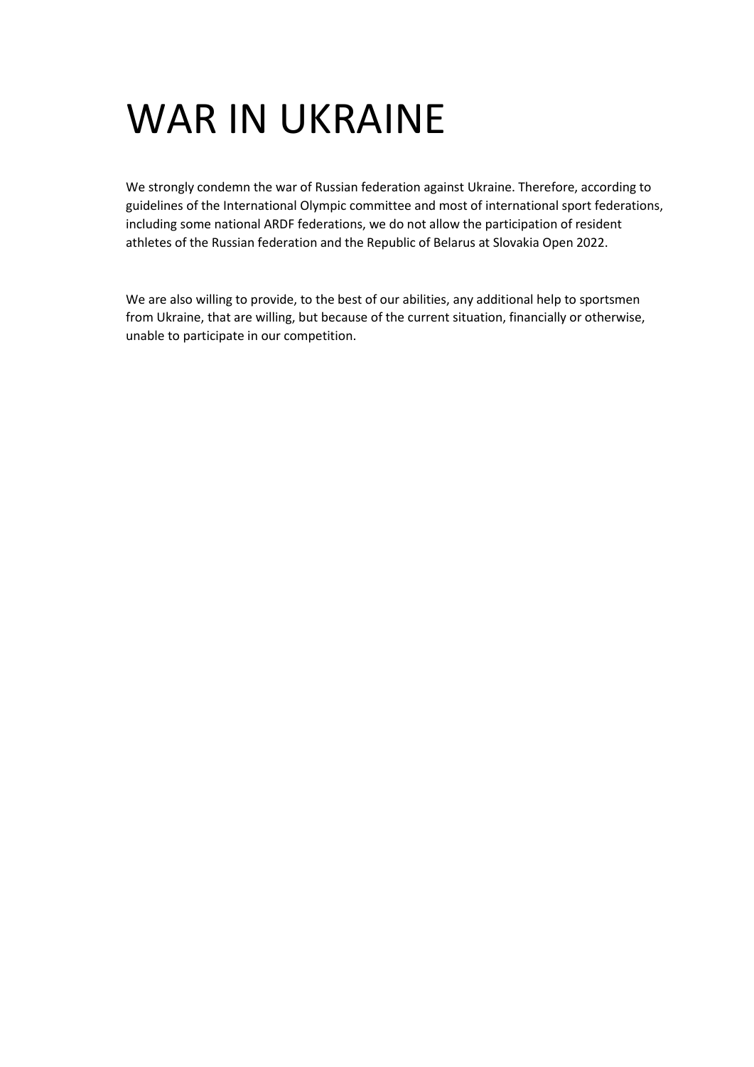# WAR IN UKRAINE

We strongly condemn the war of Russian federation against Ukraine. Therefore, according to guidelines of the International Olympic committee and most of international sport federations, including some national ARDF federations, we do not allow the participation of resident athletes of the Russian federation and the Republic of Belarus at Slovakia Open 2022.

We are also willing to provide, to the best of our abilities, any additional help to sportsmen from Ukraine, that are willing, but because of the current situation, financially or otherwise, unable to participate in our competition.